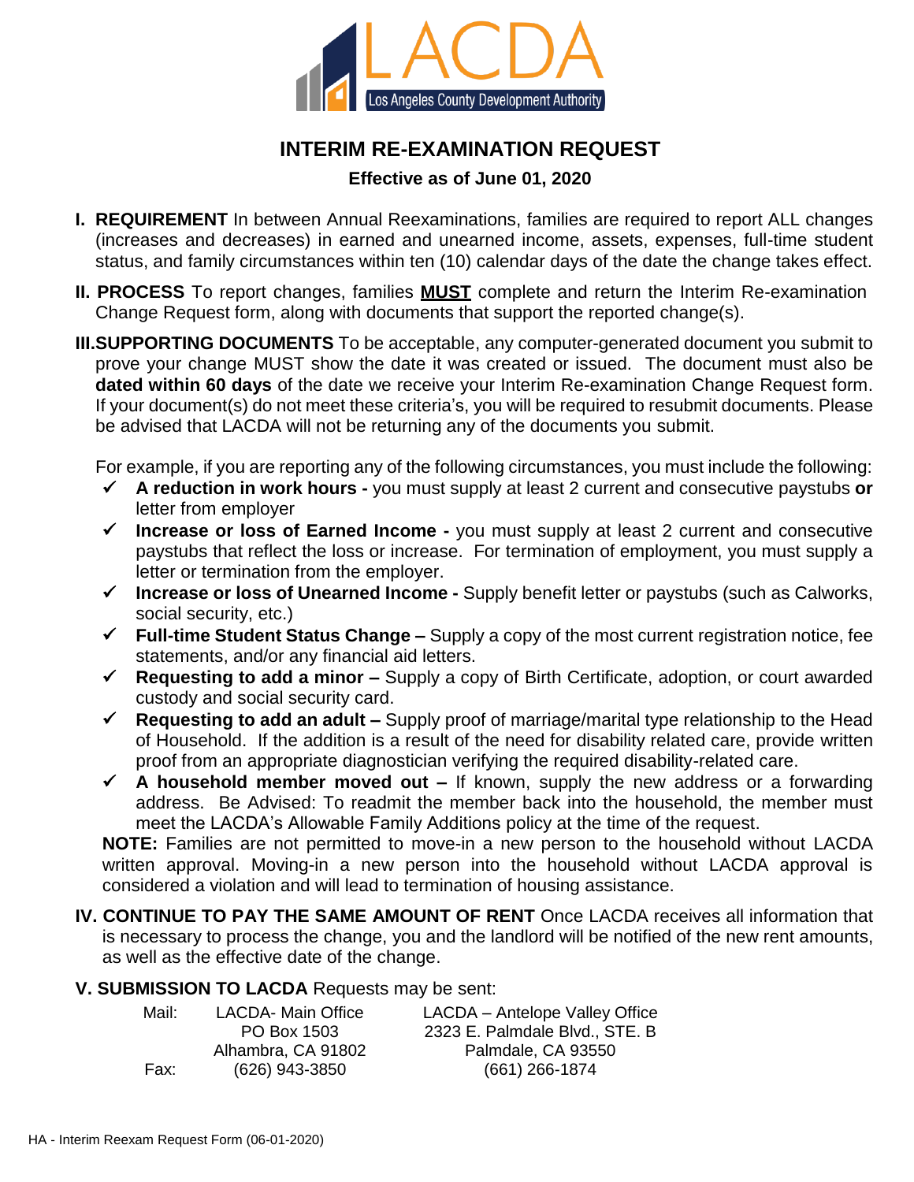LACDA
Los Angeles County Development Authority

# INTERIM RE-EXAMINATION REQUEST

**Effective as of June 01, 2020**

**I. REQUIREMENT** In between Annual Reexaminations, families are required to report ALL changes (increases and decreases) in earned and unearned income, assets, expenses, full-time student status, and family circumstances within ten (10) calendar days of the date the change takes effect.

**II. PROCESS** To report changes, families **MUST** complete and return the Interim Re-examination Change Request form, along with documents that support the reported change(s).

**III. SUPPORTING DOCUMENTS** To be acceptable, any computer-generated document you submit to prove your change MUST show the date it was created or issued. The document must also be **dated within 60 days** of the date we receive your Interim Re-examination Change Request form. If your document(s) do not meet these criteria's, you will be required to resubmit documents. Please be advised that LACDA will not be returning any of the documents you submit.

For example, if you are reporting any of the following circumstances, you must include the following:

- ✓ **A reduction in work hours -** you must supply at least 2 current and consecutive paystubs **or** letter from employer
- ✓ **Increase or loss of Earned Income -** you must supply at least 2 current and consecutive paystubs that reflect the loss or increase. For termination of employment, you must supply a letter or termination from the employer.
- ✓ **Increase or loss of Unearned Income -** Supply benefit letter or paystubs (such as Calworks, social security, etc.)
- ✓ **Full-time Student Status Change –** Supply a copy of the most current registration notice, fee statements, and/or any financial aid letters.
- ✓ **Requesting to add a minor –** Supply a copy of Birth Certificate, adoption, or court awarded custody and social security card.
- ✓ **Requesting to add an adult –** Supply proof of marriage/marital type relationship to the Head of Household. If the addition is a result of the need for disability related care, provide written proof from an appropriate diagnostician verifying the required disability-related care.
- ✓ **A household member moved out –** If known, supply the new address or a forwarding address. Be Advised: To readmit the member back into the household, the member must meet the LACDA's Allowable Family Additions policy at the time of the request.

**NOTE:** Families are not permitted to move-in a new person to the household without LACDA written approval. Moving-in a new person into the household without LACDA approval is considered a violation and will lead to termination of housing assistance.

**IV. CONTINUE TO PAY THE SAME AMOUNT OF RENT** Once LACDA receives all information that is necessary to process the change, you and the landlord will be notified of the new rent amounts, as well as the effective date of the change.

**V. SUBMISSION TO LACDA** Requests may be sent:

| | | |
|---|---|---|
| Mail: | LACDA- Main Office<br>PO Box 1503<br>Alhambra, CA 91802 | LACDA – Antelope Valley Office<br>2323 E. Palmdale Blvd., STE. B<br>Palmdale, CA 93550 |
| Fax: | (626) 943-3850 | (661) 266-1874 |

HA - Interim Reexam Request Form (06-01-2020)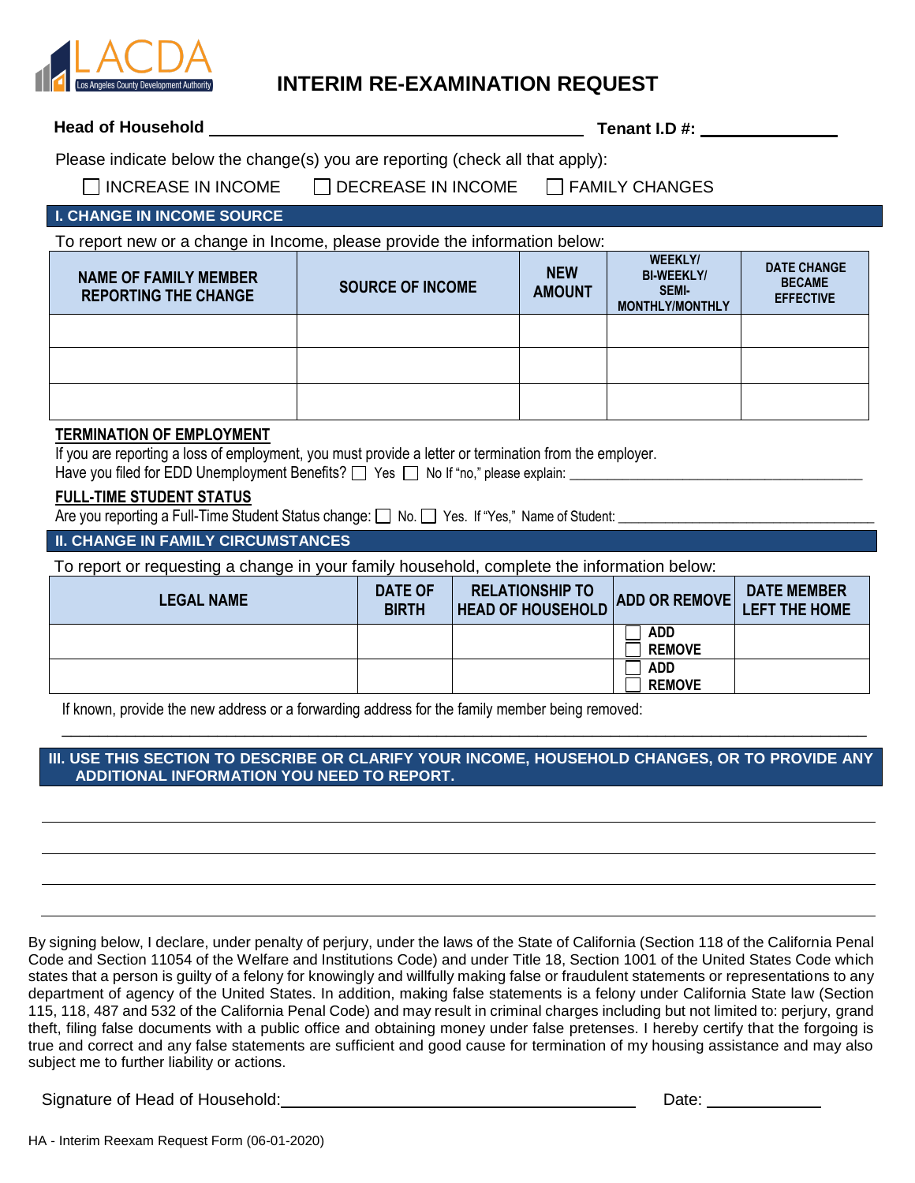LACDA
Los Angeles County Development Authority

# INTERIM RE-EXAMINATION REQUEST

**Head of Household** ______________________________ **Tenant I.D #:** ______________

Please indicate below the change(s) you are reporting (check all that apply):

☐ INCREASE IN INCOME ☐ DECREASE IN INCOME ☐ FAMILY CHANGES

## I. CHANGE IN INCOME SOURCE

To report new or a change in Income, please provide the information below:

| NAME OF FAMILY MEMBER REPORTING THE CHANGE | SOURCE OF INCOME | NEW AMOUNT | WEEKLY/ BI-WEEKLY/ SEMI-MONTHLY/MONTHLY | DATE CHANGE BECAME EFFECTIVE |
|---|---|---|---|---|
| | | | | |
| | | | | |
| | | | | |

**TERMINATION OF EMPLOYMENT**

If you are reporting a loss of employment, you must provide a letter or termination from the employer.

Have you filed for EDD Unemployment Benefits? ☐ Yes ☐ No If "no," please explain: ______________________________

**FULL-TIME STUDENT STATUS**

Are you reporting a Full-Time Student Status change: ☐ No. ☐ Yes. If "Yes," Name of Student: ______________________________

## II. CHANGE IN FAMILY CIRCUMSTANCES

To report or requesting a change in your family household, complete the information below:

| LEGAL NAME | DATE OF BIRTH | RELATIONSHIP TO HEAD OF HOUSEHOLD | ADD OR REMOVE | DATE MEMBER LEFT THE HOME |
|---|---|---|---|---|
| | | | ☐ ADD ☐ REMOVE | |
| | | | ☐ ADD ☐ REMOVE | |

If known, provide the new address or a forwarding address for the family member being removed:

______________________________________________________________________

## III. USE THIS SECTION TO DESCRIBE OR CLARIFY YOUR INCOME, HOUSEHOLD CHANGES, OR TO PROVIDE ANY ADDITIONAL INFORMATION YOU NEED TO REPORT.

______________________________________________________________________

______________________________________________________________________

______________________________________________________________________

______________________________________________________________________

By signing below, I declare, under penalty of perjury, under the laws of the State of California (Section 118 of the California Penal Code and Section 11054 of the Welfare and Institutions Code) and under Title 18, Section 1001 of the United States Code which states that a person is guilty of a felony for knowingly and willfully making false or fraudulent statements or representations to any department of agency of the United States. In addition, making false statements is a felony under California State law (Section 115, 118, 487 and 532 of the California Penal Code) and may result in criminal charges including but not limited to: perjury, grand theft, filing false documents with a public office and obtaining money under false pretenses. I hereby certify that the forgoing is true and correct and any false statements are sufficient and good cause for termination of my housing assistance and may also subject me to further liability or actions.

Signature of Head of Household: ______________________________ Date: ______________

HA - Interim Reexam Request Form (06-01-2020)